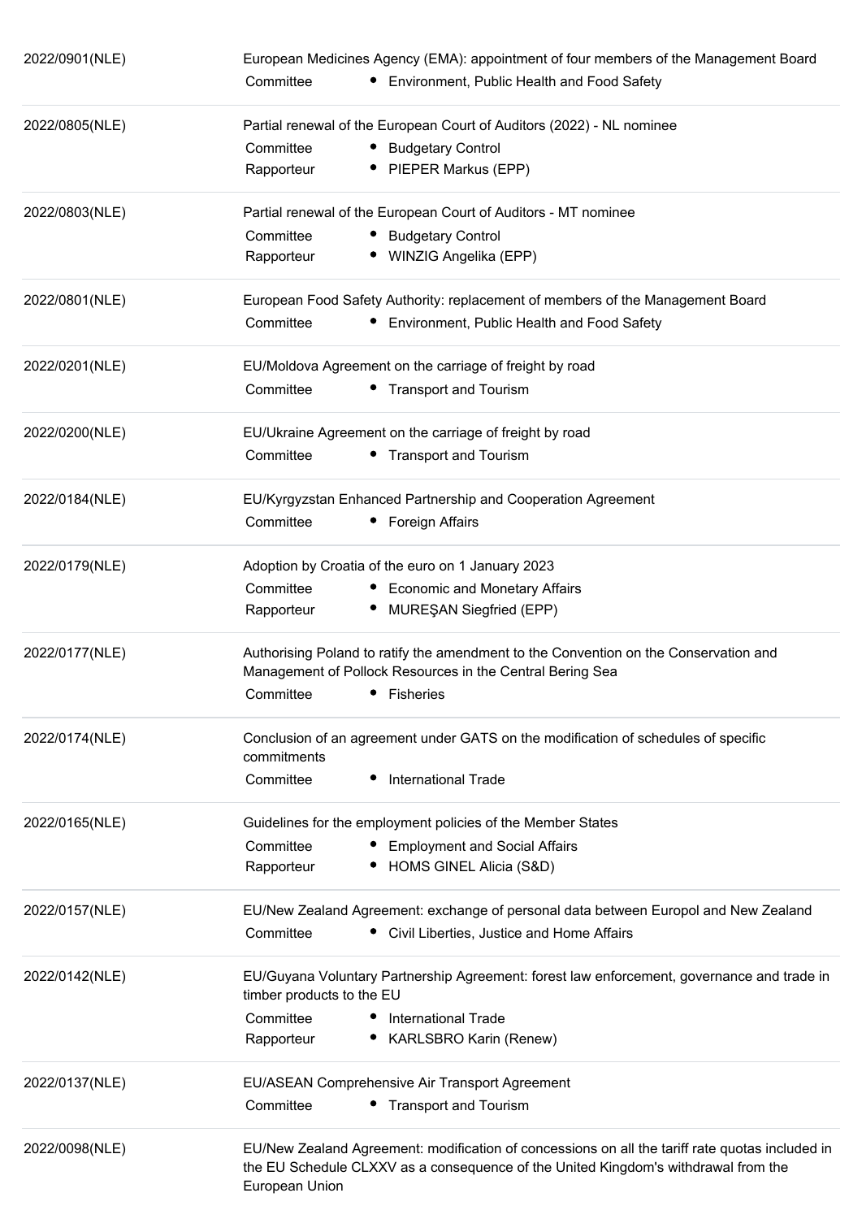| | |
|---|---|
| 2022/0901(NLE) | European Medicines Agency (EMA): appointment of four members of the Management Board<br>Committee • Environment, Public Health and Food Safety |
| 2022/0805(NLE) | Partial renewal of the European Court of Auditors (2022) - NL nominee<br>Committee • Budgetary Control<br>Rapporteur • PIEPER Markus (EPP) |
| 2022/0803(NLE) | Partial renewal of the European Court of Auditors - MT nominee<br>Committee • Budgetary Control<br>Rapporteur • WINZIG Angelika (EPP) |
| 2022/0801(NLE) | European Food Safety Authority: replacement of members of the Management Board<br>Committee • Environment, Public Health and Food Safety |
| 2022/0201(NLE) | EU/Moldova Agreement on the carriage of freight by road<br>Committee • Transport and Tourism |
| 2022/0200(NLE) | EU/Ukraine Agreement on the carriage of freight by road<br>Committee • Transport and Tourism |
| 2022/0184(NLE) | EU/Kyrgyzstan Enhanced Partnership and Cooperation Agreement<br>Committee • Foreign Affairs |
| 2022/0179(NLE) | Adoption by Croatia of the euro on 1 January 2023<br>Committee • Economic and Monetary Affairs<br>Rapporteur • MUREŞAN Siegfried (EPP) |
| 2022/0177(NLE) | Authorising Poland to ratify the amendment to the Convention on the Conservation and Management of Pollock Resources in the Central Bering Sea<br>Committee • Fisheries |
| 2022/0174(NLE) | Conclusion of an agreement under GATS on the modification of schedules of specific commitments<br>Committee • International Trade |
| 2022/0165(NLE) | Guidelines for the employment policies of the Member States<br>Committee • Employment and Social Affairs<br>Rapporteur • HOMS GINEL Alicia (S&D) |
| 2022/0157(NLE) | EU/New Zealand Agreement: exchange of personal data between Europol and New Zealand<br>Committee • Civil Liberties, Justice and Home Affairs |
| 2022/0142(NLE) | EU/Guyana Voluntary Partnership Agreement: forest law enforcement, governance and trade in timber products to the EU<br>Committee • International Trade<br>Rapporteur • KARLSBRO Karin (Renew) |
| 2022/0137(NLE) | EU/ASEAN Comprehensive Air Transport Agreement<br>Committee • Transport and Tourism |
| 2022/0098(NLE) | EU/New Zealand Agreement: modification of concessions on all the tariff rate quotas included in the EU Schedule CLXXV as a consequence of the United Kingdom's withdrawal from the European Union |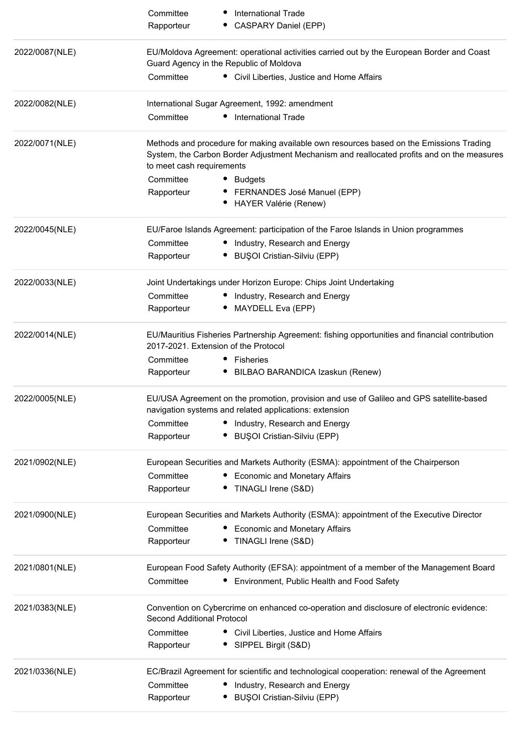| | | |
|---|---|---|
| | Committee | • International Trade |
| | Rapporteur | • CASPARY Daniel (EPP) |
| 2022/0087(NLE) | EU/Moldova Agreement: operational activities carried out by the European Border and Coast Guard Agency in the Republic of Moldova | |
| | Committee | • Civil Liberties, Justice and Home Affairs |
| 2022/0082(NLE) | International Sugar Agreement, 1992: amendment | |
| | Committee | • International Trade |
| 2022/0071(NLE) | Methods and procedure for making available own resources based on the Emissions Trading System, the Carbon Border Adjustment Mechanism and reallocated profits and on the measures to meet cash requirements | |
| | Committee | • Budgets |
| | Rapporteur | • FERNANDES José Manuel (EPP)<br>• HAYER Valérie (Renew) |
| 2022/0045(NLE) | EU/Faroe Islands Agreement: participation of the Faroe Islands in Union programmes | |
| | Committee | • Industry, Research and Energy |
| | Rapporteur | • BUŞOI Cristian-Silviu (EPP) |
| 2022/0033(NLE) | Joint Undertakings under Horizon Europe: Chips Joint Undertaking | |
| | Committee | • Industry, Research and Energy |
| | Rapporteur | • MAYDELL Eva (EPP) |
| 2022/0014(NLE) | EU/Mauritius Fisheries Partnership Agreement: fishing opportunities and financial contribution 2017-2021. Extension of the Protocol | |
| | Committee | • Fisheries |
| | Rapporteur | • BILBAO BARANDICA Izaskun (Renew) |
| 2022/0005(NLE) | EU/USA Agreement on the promotion, provision and use of Galileo and GPS satellite-based navigation systems and related applications: extension | |
| | Committee | • Industry, Research and Energy |
| | Rapporteur | • BUŞOI Cristian-Silviu (EPP) |
| 2021/0902(NLE) | European Securities and Markets Authority (ESMA): appointment of the Chairperson | |
| | Committee | • Economic and Monetary Affairs |
| | Rapporteur | • TINAGLI Irene (S&D) |
| 2021/0900(NLE) | European Securities and Markets Authority (ESMA): appointment of the Executive Director | |
| | Committee | • Economic and Monetary Affairs |
| | Rapporteur | • TINAGLI Irene (S&D) |
| 2021/0801(NLE) | European Food Safety Authority (EFSA): appointment of a member of the Management Board | |
| | Committee | • Environment, Public Health and Food Safety |
| 2021/0383(NLE) | Convention on Cybercrime on enhanced co-operation and disclosure of electronic evidence: Second Additional Protocol | |
| | Committee | • Civil Liberties, Justice and Home Affairs |
| | Rapporteur | • SIPPEL Birgit (S&D) |
| 2021/0336(NLE) | EC/Brazil Agreement for scientific and technological cooperation: renewal of the Agreement | |
| | Committee | • Industry, Research and Energy |
| | Rapporteur | • BUŞOI Cristian-Silviu (EPP) |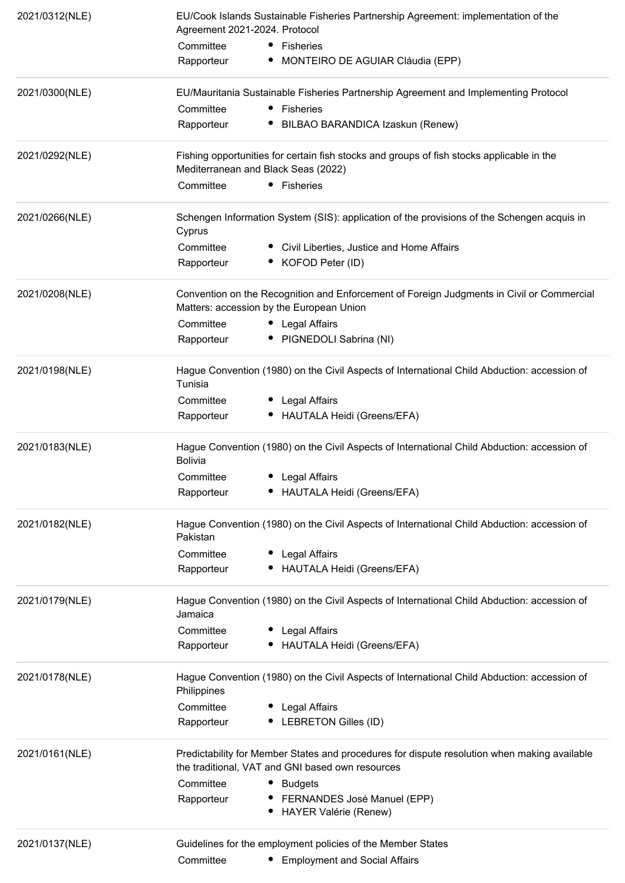| | | |
|---|---|---|
| 2021/0312(NLE) | EU/Cook Islands Sustainable Fisheries Partnership Agreement: implementation of the Agreement 2021-2024. Protocol | |
| | Committee | • Fisheries |
| | Rapporteur | • MONTEIRO DE AGUIAR Cláudia (EPP) |
| 2021/0300(NLE) | EU/Mauritania Sustainable Fisheries Partnership Agreement and Implementing Protocol | |
| | Committee | • Fisheries |
| | Rapporteur | • BILBAO BARANDICA Izaskun (Renew) |
| 2021/0292(NLE) | Fishing opportunities for certain fish stocks and groups of fish stocks applicable in the Mediterranean and Black Seas (2022) | |
| | Committee | • Fisheries |
| 2021/0266(NLE) | Schengen Information System (SIS): application of the provisions of the Schengen acquis in Cyprus | |
| | Committee | • Civil Liberties, Justice and Home Affairs |
| | Rapporteur | • KOFOD Peter (ID) |
| 2021/0208(NLE) | Convention on the Recognition and Enforcement of Foreign Judgments in Civil or Commercial Matters: accession by the European Union | |
| | Committee | • Legal Affairs |
| | Rapporteur | • PIGNEDOLI Sabrina (NI) |
| 2021/0198(NLE) | Hague Convention (1980) on the Civil Aspects of International Child Abduction: accession of Tunisia | |
| | Committee | • Legal Affairs |
| | Rapporteur | • HAUTALA Heidi (Greens/EFA) |
| 2021/0183(NLE) | Hague Convention (1980) on the Civil Aspects of International Child Abduction: accession of Bolivia | |
| | Committee | • Legal Affairs |
| | Rapporteur | • HAUTALA Heidi (Greens/EFA) |
| 2021/0182(NLE) | Hague Convention (1980) on the Civil Aspects of International Child Abduction: accession of Pakistan | |
| | Committee | • Legal Affairs |
| | Rapporteur | • HAUTALA Heidi (Greens/EFA) |
| 2021/0179(NLE) | Hague Convention (1980) on the Civil Aspects of International Child Abduction: accession of Jamaica | |
| | Committee | • Legal Affairs |
| | Rapporteur | • HAUTALA Heidi (Greens/EFA) |
| 2021/0178(NLE) | Hague Convention (1980) on the Civil Aspects of International Child Abduction: accession of Philippines | |
| | Committee | • Legal Affairs |
| | Rapporteur | • LEBRETON Gilles (ID) |
| 2021/0161(NLE) | Predictability for Member States and procedures for dispute resolution when making available the traditional, VAT and GNI based own resources | |
| | Committee | • Budgets |
| | Rapporteur | • FERNANDES José Manuel (EPP)<br>• HAYER Valérie (Renew) |
| 2021/0137(NLE) | Guidelines for the employment policies of the Member States | |
| | Committee | • Employment and Social Affairs |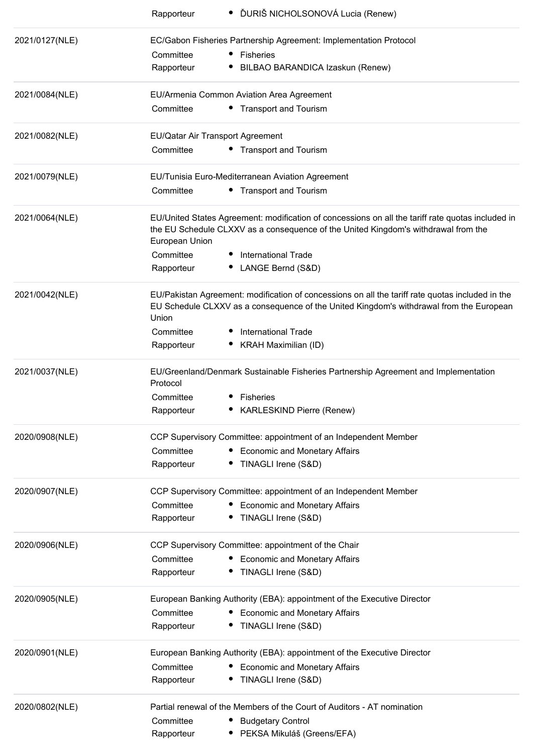| | |
|---|---|
| | Rapporteur • ĎURIŠ NICHOLSONOVÁ Lucia (Renew) |
| 2021/0127(NLE) | EC/Gabon Fisheries Partnership Agreement: Implementation Protocol<br>Committee • Fisheries<br>Rapporteur • BILBAO BARANDICA Izaskun (Renew) |
| 2021/0084(NLE) | EU/Armenia Common Aviation Area Agreement<br>Committee • Transport and Tourism |
| 2021/0082(NLE) | EU/Qatar Air Transport Agreement<br>Committee • Transport and Tourism |
| 2021/0079(NLE) | EU/Tunisia Euro-Mediterranean Aviation Agreement<br>Committee • Transport and Tourism |
| 2021/0064(NLE) | EU/United States Agreement: modification of concessions on all the tariff rate quotas included in the EU Schedule CLXXV as a consequence of the United Kingdom's withdrawal from the European Union<br>Committee • International Trade<br>Rapporteur • LANGE Bernd (S&D) |
| 2021/0042(NLE) | EU/Pakistan Agreement: modification of concessions on all the tariff rate quotas included in the EU Schedule CLXXV as a consequence of the United Kingdom's withdrawal from the European Union<br>Committee • International Trade<br>Rapporteur • KRAH Maximilian (ID) |
| 2021/0037(NLE) | EU/Greenland/Denmark Sustainable Fisheries Partnership Agreement and Implementation Protocol<br>Committee • Fisheries<br>Rapporteur • KARLESKIND Pierre (Renew) |
| 2020/0908(NLE) | CCP Supervisory Committee: appointment of an Independent Member<br>Committee • Economic and Monetary Affairs<br>Rapporteur • TINAGLI Irene (S&D) |
| 2020/0907(NLE) | CCP Supervisory Committee: appointment of an Independent Member<br>Committee • Economic and Monetary Affairs<br>Rapporteur • TINAGLI Irene (S&D) |
| 2020/0906(NLE) | CCP Supervisory Committee: appointment of the Chair<br>Committee • Economic and Monetary Affairs<br>Rapporteur • TINAGLI Irene (S&D) |
| 2020/0905(NLE) | European Banking Authority (EBA): appointment of the Executive Director<br>Committee • Economic and Monetary Affairs<br>Rapporteur • TINAGLI Irene (S&D) |
| 2020/0901(NLE) | European Banking Authority (EBA): appointment of the Executive Director<br>Committee • Economic and Monetary Affairs<br>Rapporteur • TINAGLI Irene (S&D) |
| 2020/0802(NLE) | Partial renewal of the Members of the Court of Auditors - AT nomination<br>Committee • Budgetary Control<br>Rapporteur • PEKSA Mikuláš (Greens/EFA) |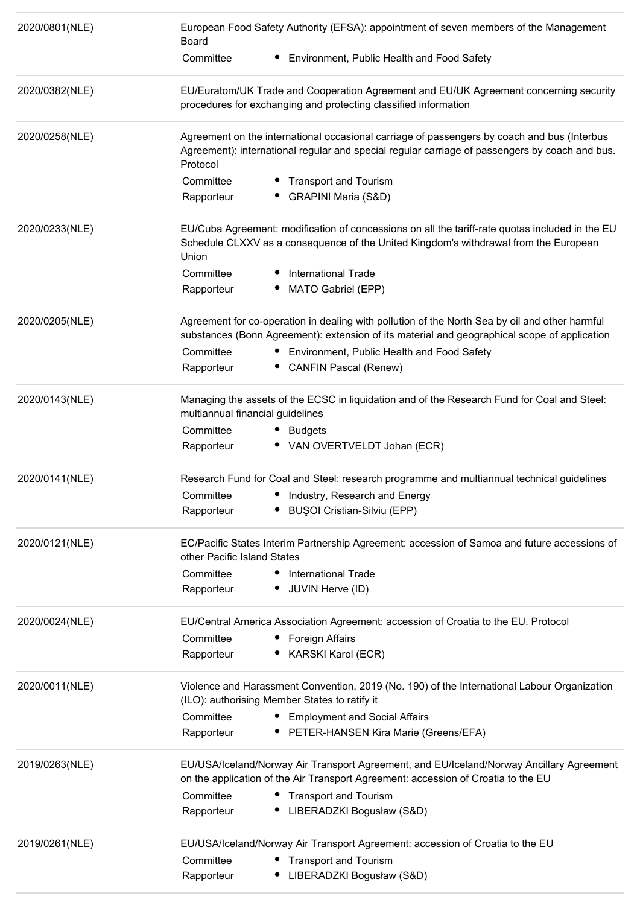2020/0801(NLE)

European Food Safety Authority (EFSA): appointment of seven members of the Management Board

Committee
- Environment, Public Health and Food Safety

---

2020/0382(NLE)

EU/Euratom/UK Trade and Cooperation Agreement and EU/UK Agreement concerning security procedures for exchanging and protecting classified information

---

2020/0258(NLE)

Agreement on the international occasional carriage of passengers by coach and bus (Interbus Agreement): international regular and special regular carriage of passengers by coach and bus. Protocol

Committee
- Transport and Tourism

Rapporteur
- GRAPINI Maria (S&D)

---

2020/0233(NLE)

EU/Cuba Agreement: modification of concessions on all the tariff-rate quotas included in the EU Schedule CLXXV as a consequence of the United Kingdom's withdrawal from the European Union

Committee
- International Trade

Rapporteur
- MATO Gabriel (EPP)

---

2020/0205(NLE)

Agreement for co-operation in dealing with pollution of the North Sea by oil and other harmful substances (Bonn Agreement): extension of its material and geographical scope of application

Committee
- Environment, Public Health and Food Safety

Rapporteur
- CANFIN Pascal (Renew)

---

2020/0143(NLE)

Managing the assets of the ECSC in liquidation and of the Research Fund for Coal and Steel: multiannual financial guidelines

Committee
- Budgets

Rapporteur
- VAN OVERTVELDT Johan (ECR)

---

2020/0141(NLE)

Research Fund for Coal and Steel: research programme and multiannual technical guidelines

Committee
- Industry, Research and Energy

Rapporteur
- BUŞOI Cristian-Silviu (EPP)

---

2020/0121(NLE)

EC/Pacific States Interim Partnership Agreement: accession of Samoa and future accessions of other Pacific Island States

Committee
- International Trade

Rapporteur
- JUVIN Herve (ID)

---

2020/0024(NLE)

EU/Central America Association Agreement: accession of Croatia to the EU. Protocol

Committee
- Foreign Affairs

Rapporteur
- KARSKI Karol (ECR)

---

2020/0011(NLE)

Violence and Harassment Convention, 2019 (No. 190) of the International Labour Organization (ILO): authorising Member States to ratify it

Committee
- Employment and Social Affairs

Rapporteur
- PETER-HANSEN Kira Marie (Greens/EFA)

---

2019/0263(NLE)

EU/USA/Iceland/Norway Air Transport Agreement, and EU/Iceland/Norway Ancillary Agreement on the application of the Air Transport Agreement: accession of Croatia to the EU

Committee
- Transport and Tourism

Rapporteur
- LIBERADZKI Bogusław (S&D)

---

2019/0261(NLE)

EU/USA/Iceland/Norway Air Transport Agreement: accession of Croatia to the EU

Committee
- Transport and Tourism

Rapporteur
- LIBERADZKI Bogusław (S&D)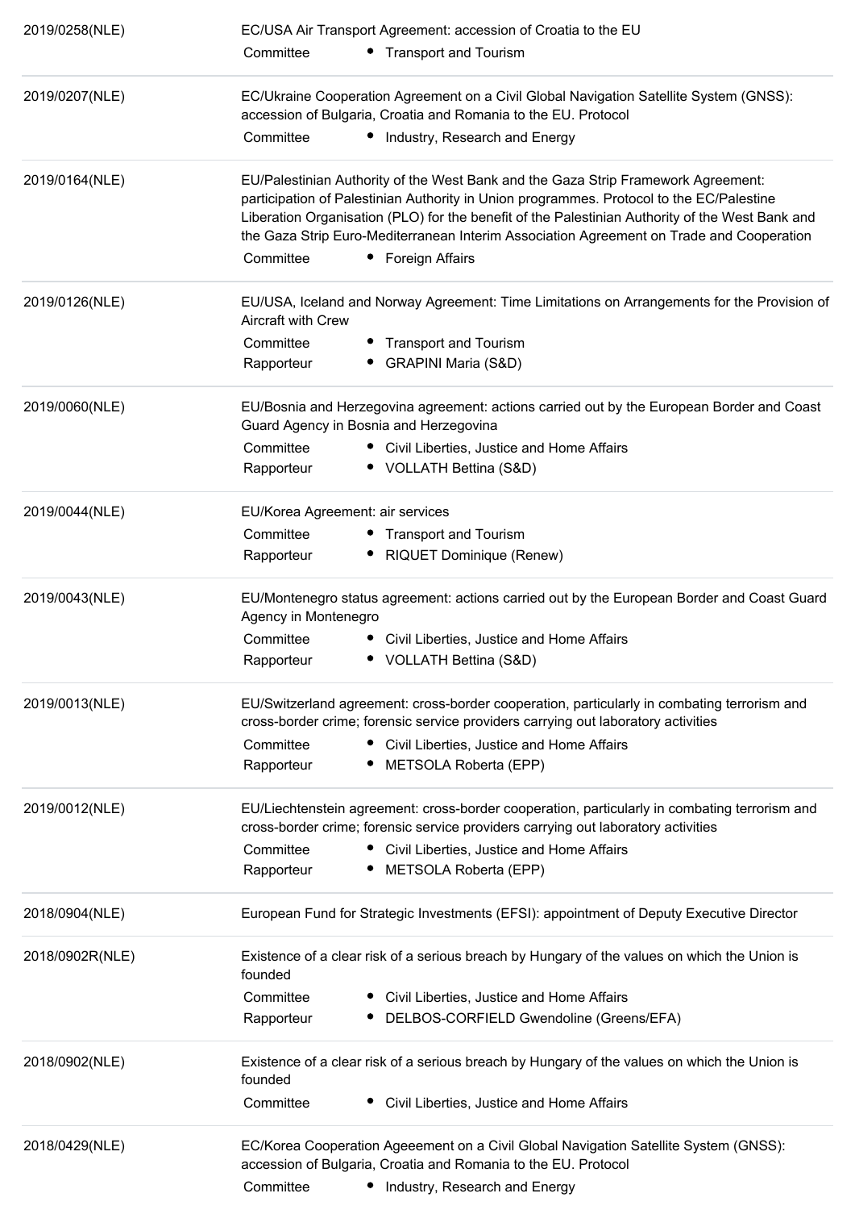| | | |
|---|---|---|
| 2019/0258(NLE) | EC/USA Air Transport Agreement: accession of Croatia to the EU | |
| | Committee | • Transport and Tourism |
| 2019/0207(NLE) | EC/Ukraine Cooperation Agreement on a Civil Global Navigation Satellite System (GNSS): accession of Bulgaria, Croatia and Romania to the EU. Protocol | |
| | Committee | • Industry, Research and Energy |
| 2019/0164(NLE) | EU/Palestinian Authority of the West Bank and the Gaza Strip Framework Agreement: participation of Palestinian Authority in Union programmes. Protocol to the EC/Palestine Liberation Organisation (PLO) for the benefit of the Palestinian Authority of the West Bank and the Gaza Strip Euro-Mediterranean Interim Association Agreement on Trade and Cooperation | |
| | Committee | • Foreign Affairs |
| 2019/0126(NLE) | EU/USA, Iceland and Norway Agreement: Time Limitations on Arrangements for the Provision of Aircraft with Crew | |
| | Committee | • Transport and Tourism |
| | Rapporteur | • GRAPINI Maria (S&D) |
| 2019/0060(NLE) | EU/Bosnia and Herzegovina agreement: actions carried out by the European Border and Coast Guard Agency in Bosnia and Herzegovina | |
| | Committee | • Civil Liberties, Justice and Home Affairs |
| | Rapporteur | • VOLLATH Bettina (S&D) |
| 2019/0044(NLE) | EU/Korea Agreement: air services | |
| | Committee | • Transport and Tourism |
| | Rapporteur | • RIQUET Dominique (Renew) |
| 2019/0043(NLE) | EU/Montenegro status agreement: actions carried out by the European Border and Coast Guard Agency in Montenegro | |
| | Committee | • Civil Liberties, Justice and Home Affairs |
| | Rapporteur | • VOLLATH Bettina (S&D) |
| 2019/0013(NLE) | EU/Switzerland agreement: cross-border cooperation, particularly in combating terrorism and cross-border crime; forensic service providers carrying out laboratory activities | |
| | Committee | • Civil Liberties, Justice and Home Affairs |
| | Rapporteur | • METSOLA Roberta (EPP) |
| 2019/0012(NLE) | EU/Liechtenstein agreement: cross-border cooperation, particularly in combating terrorism and cross-border crime; forensic service providers carrying out laboratory activities | |
| | Committee | • Civil Liberties, Justice and Home Affairs |
| | Rapporteur | • METSOLA Roberta (EPP) |
| 2018/0904(NLE) | European Fund for Strategic Investments (EFSI): appointment of Deputy Executive Director | |
| 2018/0902R(NLE) | Existence of a clear risk of a serious breach by Hungary of the values on which the Union is founded | |
| | Committee | • Civil Liberties, Justice and Home Affairs |
| | Rapporteur | • DELBOS-CORFIELD Gwendoline (Greens/EFA) |
| 2018/0902(NLE) | Existence of a clear risk of a serious breach by Hungary of the values on which the Union is founded | |
| | Committee | • Civil Liberties, Justice and Home Affairs |
| 2018/0429(NLE) | EC/Korea Cooperation Ageeement on a Civil Global Navigation Satellite System (GNSS): accession of Bulgaria, Croatia and Romania to the EU. Protocol | |
| | Committee | • Industry, Research and Energy |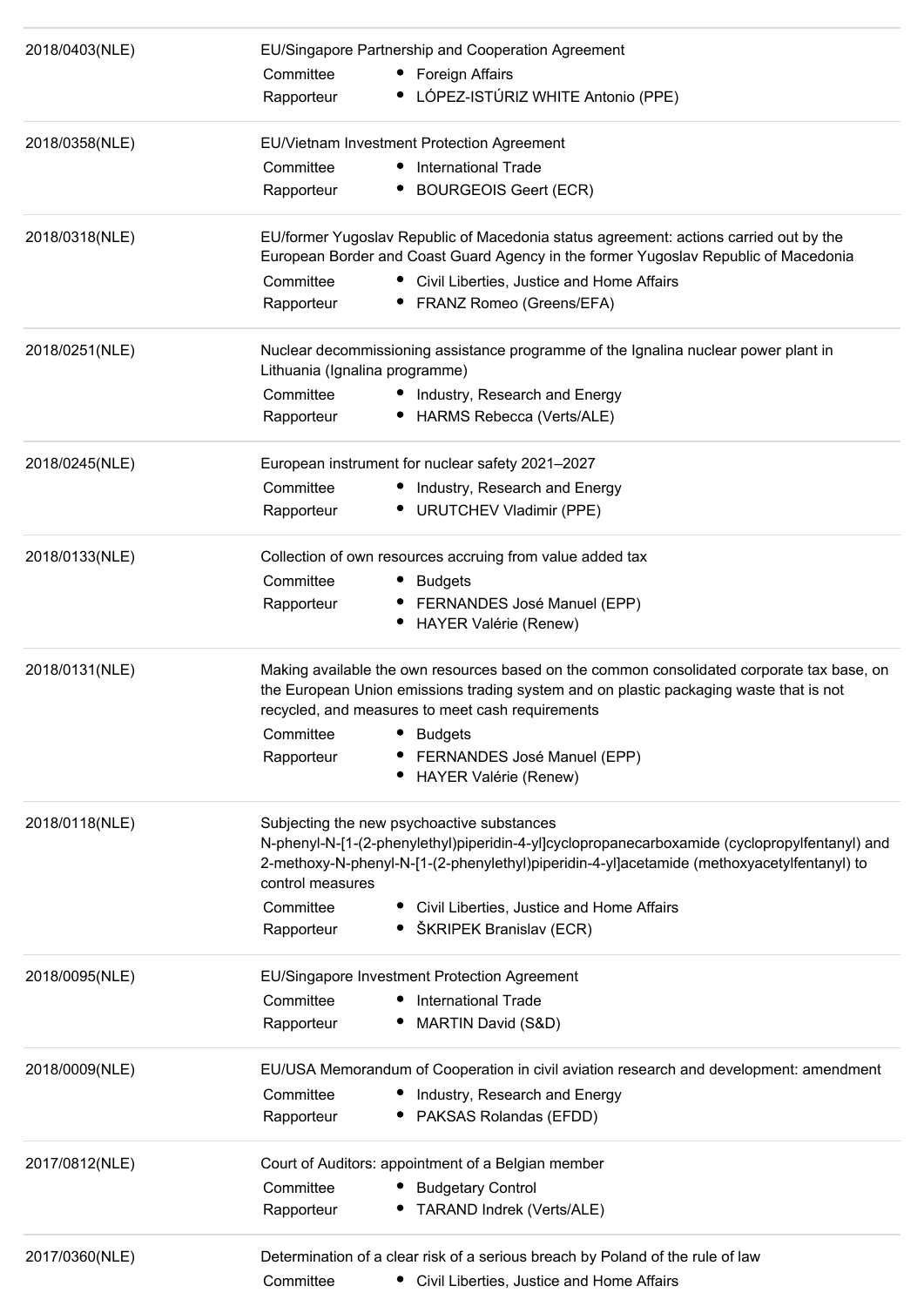| | |
|---|---|
| 2018/0403(NLE) | EU/Singapore Partnership and Cooperation Agreement<br>Committee • Foreign Affairs<br>Rapporteur • LÓPEZ-ISTÚRIZ WHITE Antonio (PPE) |
| 2018/0358(NLE) | EU/Vietnam Investment Protection Agreement<br>Committee • International Trade<br>Rapporteur • BOURGEOIS Geert (ECR) |
| 2018/0318(NLE) | EU/former Yugoslav Republic of Macedonia status agreement: actions carried out by the European Border and Coast Guard Agency in the former Yugoslav Republic of Macedonia<br>Committee • Civil Liberties, Justice and Home Affairs<br>Rapporteur • FRANZ Romeo (Greens/EFA) |
| 2018/0251(NLE) | Nuclear decommissioning assistance programme of the Ignalina nuclear power plant in Lithuania (Ignalina programme)<br>Committee • Industry, Research and Energy<br>Rapporteur • HARMS Rebecca (Verts/ALE) |
| 2018/0245(NLE) | European instrument for nuclear safety 2021–2027<br>Committee • Industry, Research and Energy<br>Rapporteur • URUTCHEV Vladimir (PPE) |
| 2018/0133(NLE) | Collection of own resources accruing from value added tax<br>Committee • Budgets<br>Rapporteur • FERNANDES José Manuel (EPP)<br>• HAYER Valérie (Renew) |
| 2018/0131(NLE) | Making available the own resources based on the common consolidated corporate tax base, on the European Union emissions trading system and on plastic packaging waste that is not recycled, and measures to meet cash requirements<br>Committee • Budgets<br>Rapporteur • FERNANDES José Manuel (EPP)<br>• HAYER Valérie (Renew) |
| 2018/0118(NLE) | Subjecting the new psychoactive substances N-phenyl-N-[1-(2-phenylethyl)piperidin-4-yl]cyclopropanecarboxamide (cyclopropylfentanyl) and 2-methoxy-N-phenyl-N-[1-(2-phenylethyl)piperidin-4-yl]acetamide (methoxyacetylfentanyl) to control measures<br>Committee • Civil Liberties, Justice and Home Affairs<br>Rapporteur • ŠKRIPEK Branislav (ECR) |
| 2018/0095(NLE) | EU/Singapore Investment Protection Agreement<br>Committee • International Trade<br>Rapporteur • MARTIN David (S&D) |
| 2018/0009(NLE) | EU/USA Memorandum of Cooperation in civil aviation research and development: amendment<br>Committee • Industry, Research and Energy<br>Rapporteur • PAKSAS Rolandas (EFDD) |
| 2017/0812(NLE) | Court of Auditors: appointment of a Belgian member<br>Committee • Budgetary Control<br>Rapporteur • TARAND Indrek (Verts/ALE) |
| 2017/0360(NLE) | Determination of a clear risk of a serious breach by Poland of the rule of law<br>Committee • Civil Liberties, Justice and Home Affairs |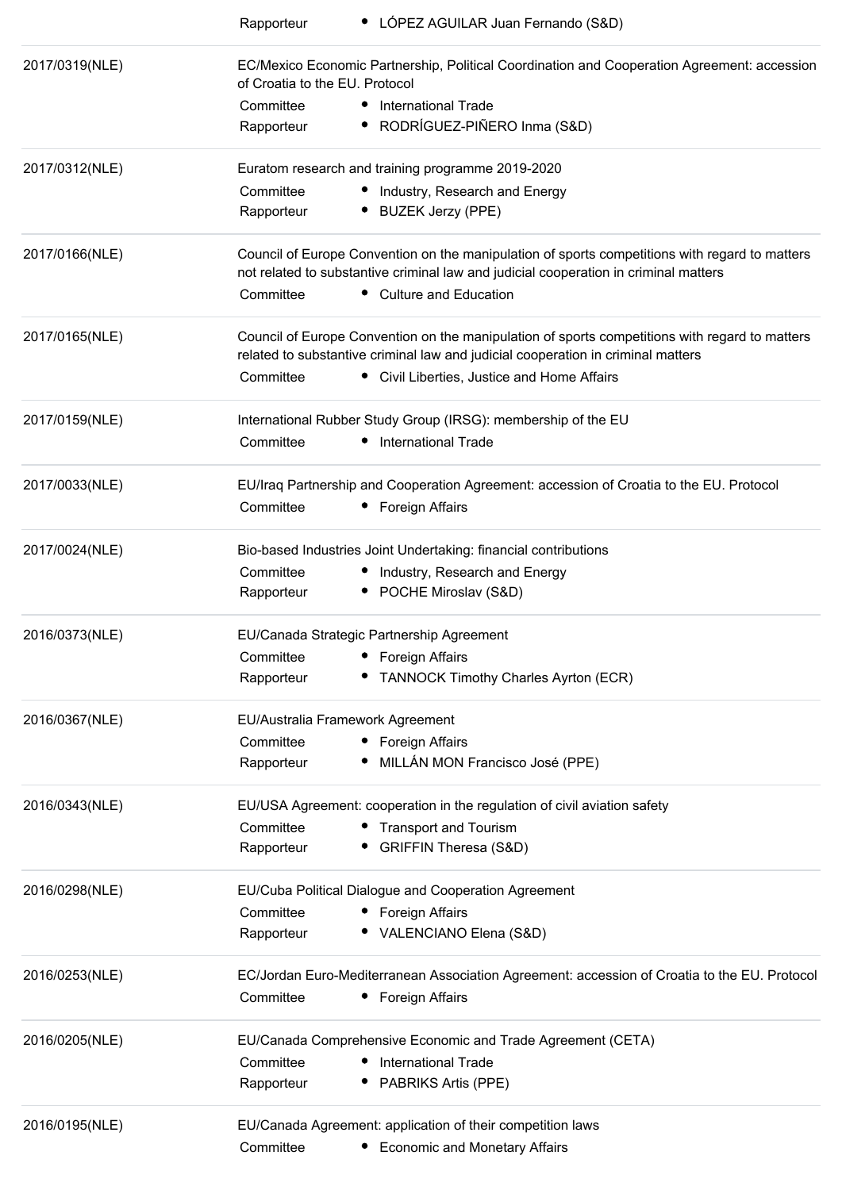| | | |
|---|---|---|
| | Rapporteur | • LÓPEZ AGUILAR Juan Fernando (S&D) |
| 2017/0319(NLE) | EC/Mexico Economic Partnership, Political Coordination and Cooperation Agreement: accession of Croatia to the EU. Protocol | |
| | Committee | • International Trade |
| | Rapporteur | • RODRÍGUEZ-PIÑERO Inma (S&D) |
| 2017/0312(NLE) | Euratom research and training programme 2019-2020 | |
| | Committee | • Industry, Research and Energy |
| | Rapporteur | • BUZEK Jerzy (PPE) |
| 2017/0166(NLE) | Council of Europe Convention on the manipulation of sports competitions with regard to matters not related to substantive criminal law and judicial cooperation in criminal matters | |
| | Committee | • Culture and Education |
| 2017/0165(NLE) | Council of Europe Convention on the manipulation of sports competitions with regard to matters related to substantive criminal law and judicial cooperation in criminal matters | |
| | Committee | • Civil Liberties, Justice and Home Affairs |
| 2017/0159(NLE) | International Rubber Study Group (IRSG): membership of the EU | |
| | Committee | • International Trade |
| 2017/0033(NLE) | EU/Iraq Partnership and Cooperation Agreement: accession of Croatia to the EU. Protocol | |
| | Committee | • Foreign Affairs |
| 2017/0024(NLE) | Bio-based Industries Joint Undertaking: financial contributions | |
| | Committee | • Industry, Research and Energy |
| | Rapporteur | • POCHE Miroslav (S&D) |
| 2016/0373(NLE) | EU/Canada Strategic Partnership Agreement | |
| | Committee | • Foreign Affairs |
| | Rapporteur | • TANNOCK Timothy Charles Ayrton (ECR) |
| 2016/0367(NLE) | EU/Australia Framework Agreement | |
| | Committee | • Foreign Affairs |
| | Rapporteur | • MILLÁN MON Francisco José (PPE) |
| 2016/0343(NLE) | EU/USA Agreement: cooperation in the regulation of civil aviation safety | |
| | Committee | • Transport and Tourism |
| | Rapporteur | • GRIFFIN Theresa (S&D) |
| 2016/0298(NLE) | EU/Cuba Political Dialogue and Cooperation Agreement | |
| | Committee | • Foreign Affairs |
| | Rapporteur | • VALENCIANO Elena (S&D) |
| 2016/0253(NLE) | EC/Jordan Euro-Mediterranean Association Agreement: accession of Croatia to the EU. Protocol | |
| | Committee | • Foreign Affairs |
| 2016/0205(NLE) | EU/Canada Comprehensive Economic and Trade Agreement (CETA) | |
| | Committee | • International Trade |
| | Rapporteur | • PABRIKS Artis (PPE) |
| 2016/0195(NLE) | EU/Canada Agreement: application of their competition laws | |
| | Committee | • Economic and Monetary Affairs |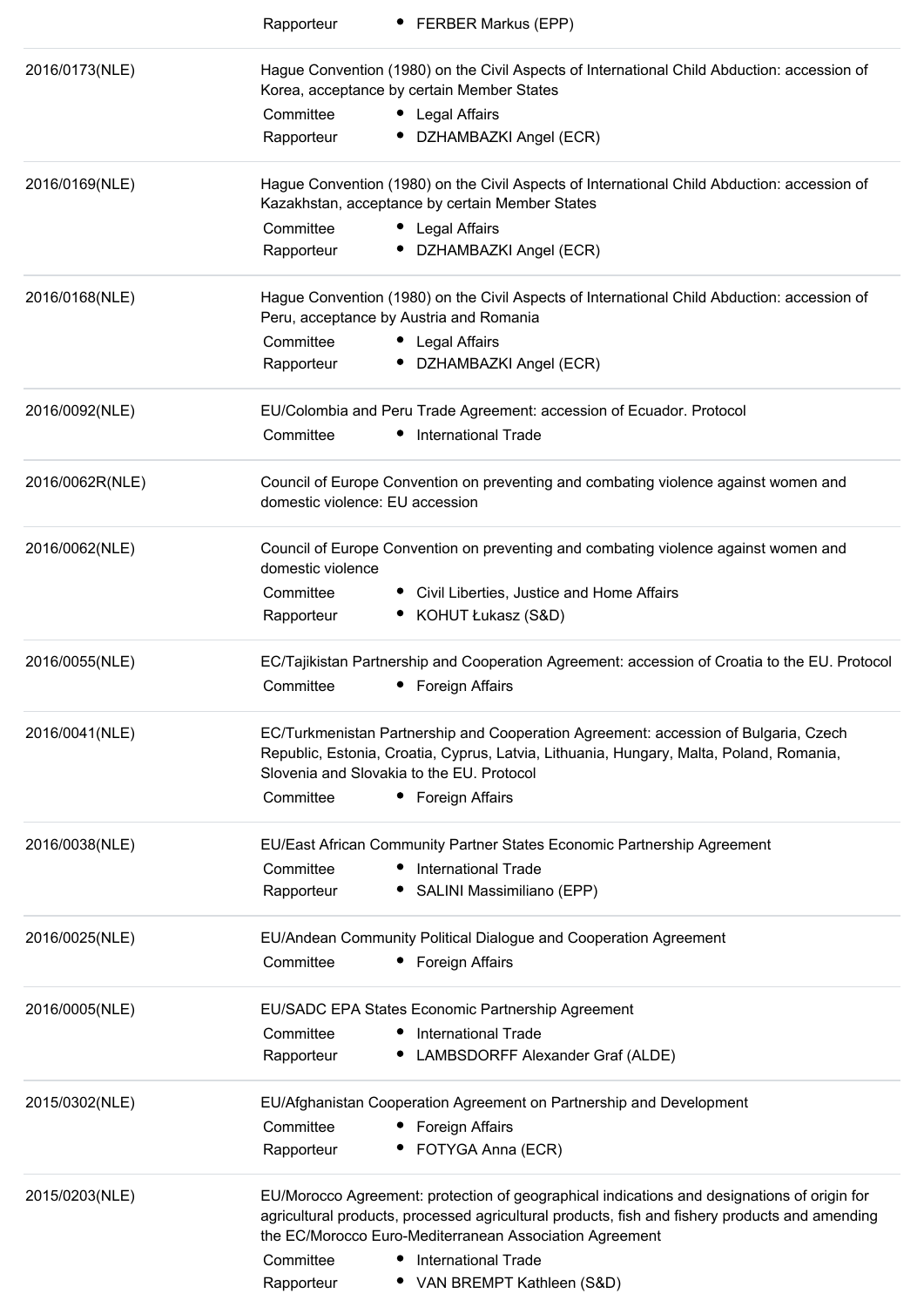| | | |
|---|---|---|
| | Rapporteur | • FERBER Markus (EPP) |
| 2016/0173(NLE) | Hague Convention (1980) on the Civil Aspects of International Child Abduction: accession of Korea, acceptance by certain Member States | |
| | Committee | • Legal Affairs |
| | Rapporteur | • DZHAMBAZKI Angel (ECR) |
| 2016/0169(NLE) | Hague Convention (1980) on the Civil Aspects of International Child Abduction: accession of Kazakhstan, acceptance by certain Member States | |
| | Committee | • Legal Affairs |
| | Rapporteur | • DZHAMBAZKI Angel (ECR) |
| 2016/0168(NLE) | Hague Convention (1980) on the Civil Aspects of International Child Abduction: accession of Peru, acceptance by Austria and Romania | |
| | Committee | • Legal Affairs |
| | Rapporteur | • DZHAMBAZKI Angel (ECR) |
| 2016/0092(NLE) | EU/Colombia and Peru Trade Agreement: accession of Ecuador. Protocol | |
| | Committee | • International Trade |
| 2016/0062R(NLE) | Council of Europe Convention on preventing and combating violence against women and domestic violence: EU accession | |
| 2016/0062(NLE) | Council of Europe Convention on preventing and combating violence against women and domestic violence | |
| | Committee | • Civil Liberties, Justice and Home Affairs |
| | Rapporteur | • KOHUT Łukasz (S&D) |
| 2016/0055(NLE) | EC/Tajikistan Partnership and Cooperation Agreement: accession of Croatia to the EU. Protocol | |
| | Committee | • Foreign Affairs |
| 2016/0041(NLE) | EC/Turkmenistan Partnership and Cooperation Agreement: accession of Bulgaria, Czech Republic, Estonia, Croatia, Cyprus, Latvia, Lithuania, Hungary, Malta, Poland, Romania, Slovenia and Slovakia to the EU. Protocol | |
| | Committee | • Foreign Affairs |
| 2016/0038(NLE) | EU/East African Community Partner States Economic Partnership Agreement | |
| | Committee | • International Trade |
| | Rapporteur | • SALINI Massimiliano (EPP) |
| 2016/0025(NLE) | EU/Andean Community Political Dialogue and Cooperation Agreement | |
| | Committee | • Foreign Affairs |
| 2016/0005(NLE) | EU/SADC EPA States Economic Partnership Agreement | |
| | Committee | • International Trade |
| | Rapporteur | • LAMBSDORFF Alexander Graf (ALDE) |
| 2015/0302(NLE) | EU/Afghanistan Cooperation Agreement on Partnership and Development | |
| | Committee | • Foreign Affairs |
| | Rapporteur | • FOTYGA Anna (ECR) |
| 2015/0203(NLE) | EU/Morocco Agreement: protection of geographical indications and designations of origin for agricultural products, processed agricultural products, fish and fishery products and amending the EC/Morocco Euro-Mediterranean Association Agreement | |
| | Committee | • International Trade |
| | Rapporteur | • VAN BREMPT Kathleen (S&D) |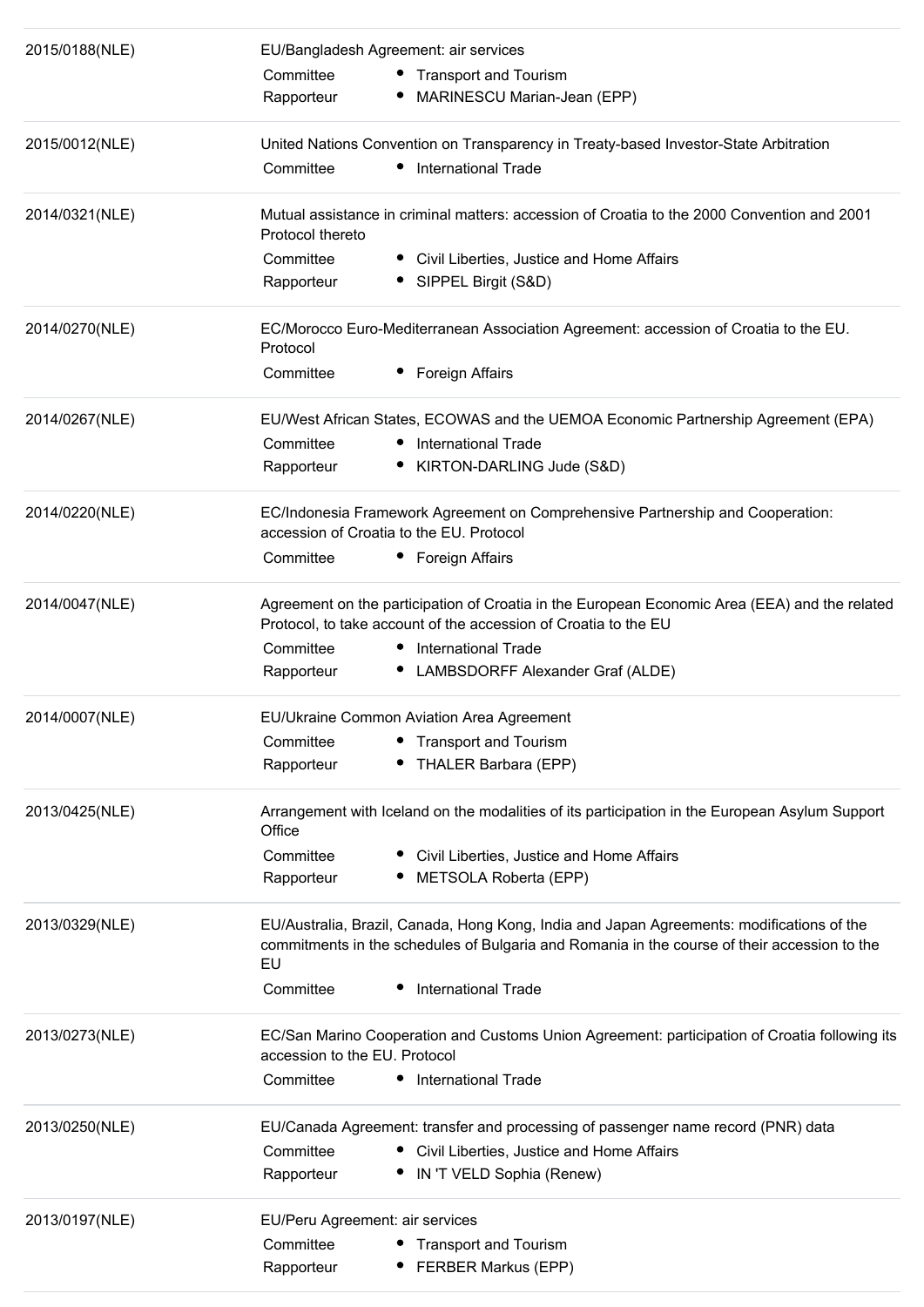| | | |
|---|---|---|
| 2015/0188(NLE) | EU/Bangladesh Agreement: air services | |
| | Committee | • Transport and Tourism |
| | Rapporteur | • MARINESCU Marian-Jean (EPP) |
| 2015/0012(NLE) | United Nations Convention on Transparency in Treaty-based Investor-State Arbitration | |
| | Committee | • International Trade |
| 2014/0321(NLE) | Mutual assistance in criminal matters: accession of Croatia to the 2000 Convention and 2001 Protocol thereto | |
| | Committee | • Civil Liberties, Justice and Home Affairs |
| | Rapporteur | • SIPPEL Birgit (S&D) |
| 2014/0270(NLE) | EC/Morocco Euro-Mediterranean Association Agreement: accession of Croatia to the EU. Protocol | |
| | Committee | • Foreign Affairs |
| 2014/0267(NLE) | EU/West African States, ECOWAS and the UEMOA Economic Partnership Agreement (EPA) | |
| | Committee | • International Trade |
| | Rapporteur | • KIRTON-DARLING Jude (S&D) |
| 2014/0220(NLE) | EC/Indonesia Framework Agreement on Comprehensive Partnership and Cooperation: accession of Croatia to the EU. Protocol | |
| | Committee | • Foreign Affairs |
| 2014/0047(NLE) | Agreement on the participation of Croatia in the European Economic Area (EEA) and the related Protocol, to take account of the accession of Croatia to the EU | |
| | Committee | • International Trade |
| | Rapporteur | • LAMBSDORFF Alexander Graf (ALDE) |
| 2014/0007(NLE) | EU/Ukraine Common Aviation Area Agreement | |
| | Committee | • Transport and Tourism |
| | Rapporteur | • THALER Barbara (EPP) |
| 2013/0425(NLE) | Arrangement with Iceland on the modalities of its participation in the European Asylum Support Office | |
| | Committee | • Civil Liberties, Justice and Home Affairs |
| | Rapporteur | • METSOLA Roberta (EPP) |
| 2013/0329(NLE) | EU/Australia, Brazil, Canada, Hong Kong, India and Japan Agreements: modifications of the commitments in the schedules of Bulgaria and Romania in the course of their accession to the EU | |
| | Committee | • International Trade |
| 2013/0273(NLE) | EC/San Marino Cooperation and Customs Union Agreement: participation of Croatia following its accession to the EU. Protocol | |
| | Committee | • International Trade |
| 2013/0250(NLE) | EU/Canada Agreement: transfer and processing of passenger name record (PNR) data | |
| | Committee | • Civil Liberties, Justice and Home Affairs |
| | Rapporteur | • IN 'T VELD Sophia (Renew) |
| 2013/0197(NLE) | EU/Peru Agreement: air services | |
| | Committee | • Transport and Tourism |
| | Rapporteur | • FERBER Markus (EPP) |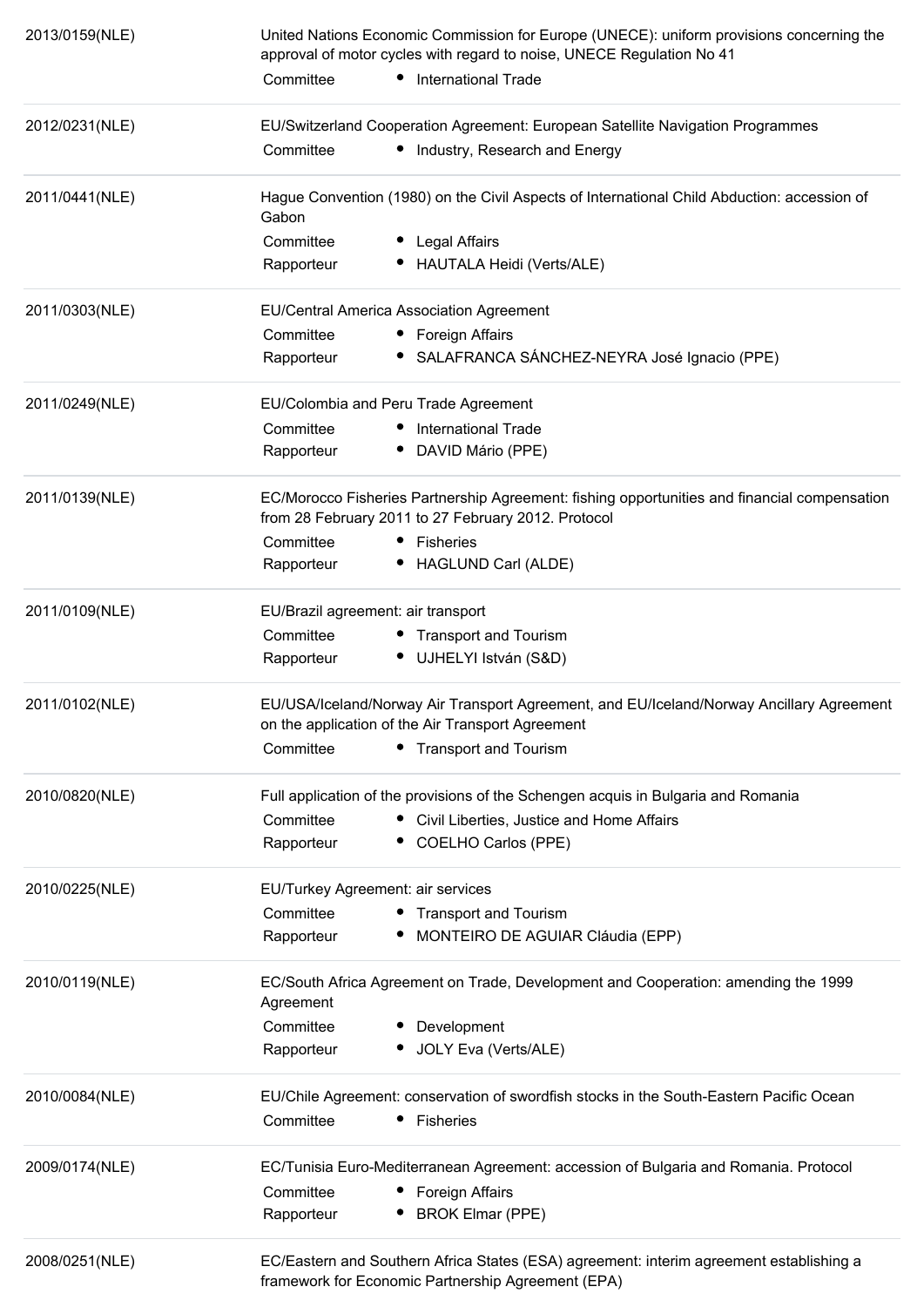| | | |
|---|---|---|
| 2013/0159(NLE) | United Nations Economic Commission for Europe (UNECE): uniform provisions concerning the approval of motor cycles with regard to noise, UNECE Regulation No 41 | |
| | Committee | • International Trade |
| 2012/0231(NLE) | EU/Switzerland Cooperation Agreement: European Satellite Navigation Programmes | |
| | Committee | • Industry, Research and Energy |
| 2011/0441(NLE) | Hague Convention (1980) on the Civil Aspects of International Child Abduction: accession of Gabon | |
| | Committee | • Legal Affairs |
| | Rapporteur | • HAUTALA Heidi (Verts/ALE) |
| 2011/0303(NLE) | EU/Central America Association Agreement | |
| | Committee | • Foreign Affairs |
| | Rapporteur | • SALAFRANCA SÁNCHEZ-NEYRA José Ignacio (PPE) |
| 2011/0249(NLE) | EU/Colombia and Peru Trade Agreement | |
| | Committee | • International Trade |
| | Rapporteur | • DAVID Mário (PPE) |
| 2011/0139(NLE) | EC/Morocco Fisheries Partnership Agreement: fishing opportunities and financial compensation from 28 February 2011 to 27 February 2012. Protocol | |
| | Committee | • Fisheries |
| | Rapporteur | • HAGLUND Carl (ALDE) |
| 2011/0109(NLE) | EU/Brazil agreement: air transport | |
| | Committee | • Transport and Tourism |
| | Rapporteur | • UJHELYI István (S&D) |
| 2011/0102(NLE) | EU/USA/Iceland/Norway Air Transport Agreement, and EU/Iceland/Norway Ancillary Agreement on the application of the Air Transport Agreement | |
| | Committee | • Transport and Tourism |
| 2010/0820(NLE) | Full application of the provisions of the Schengen acquis in Bulgaria and Romania | |
| | Committee | • Civil Liberties, Justice and Home Affairs |
| | Rapporteur | • COELHO Carlos (PPE) |
| 2010/0225(NLE) | EU/Turkey Agreement: air services | |
| | Committee | • Transport and Tourism |
| | Rapporteur | • MONTEIRO DE AGUIAR Cláudia (EPP) |
| 2010/0119(NLE) | EC/South Africa Agreement on Trade, Development and Cooperation: amending the 1999 Agreement | |
| | Committee | • Development |
| | Rapporteur | • JOLY Eva (Verts/ALE) |
| 2010/0084(NLE) | EU/Chile Agreement: conservation of swordfish stocks in the South-Eastern Pacific Ocean | |
| | Committee | • Fisheries |
| 2009/0174(NLE) | EC/Tunisia Euro-Mediterranean Agreement: accession of Bulgaria and Romania. Protocol | |
| | Committee | • Foreign Affairs |
| | Rapporteur | • BROK Elmar (PPE) |
| 2008/0251(NLE) | EC/Eastern and Southern Africa States (ESA) agreement: interim agreement establishing a framework for Economic Partnership Agreement (EPA) | |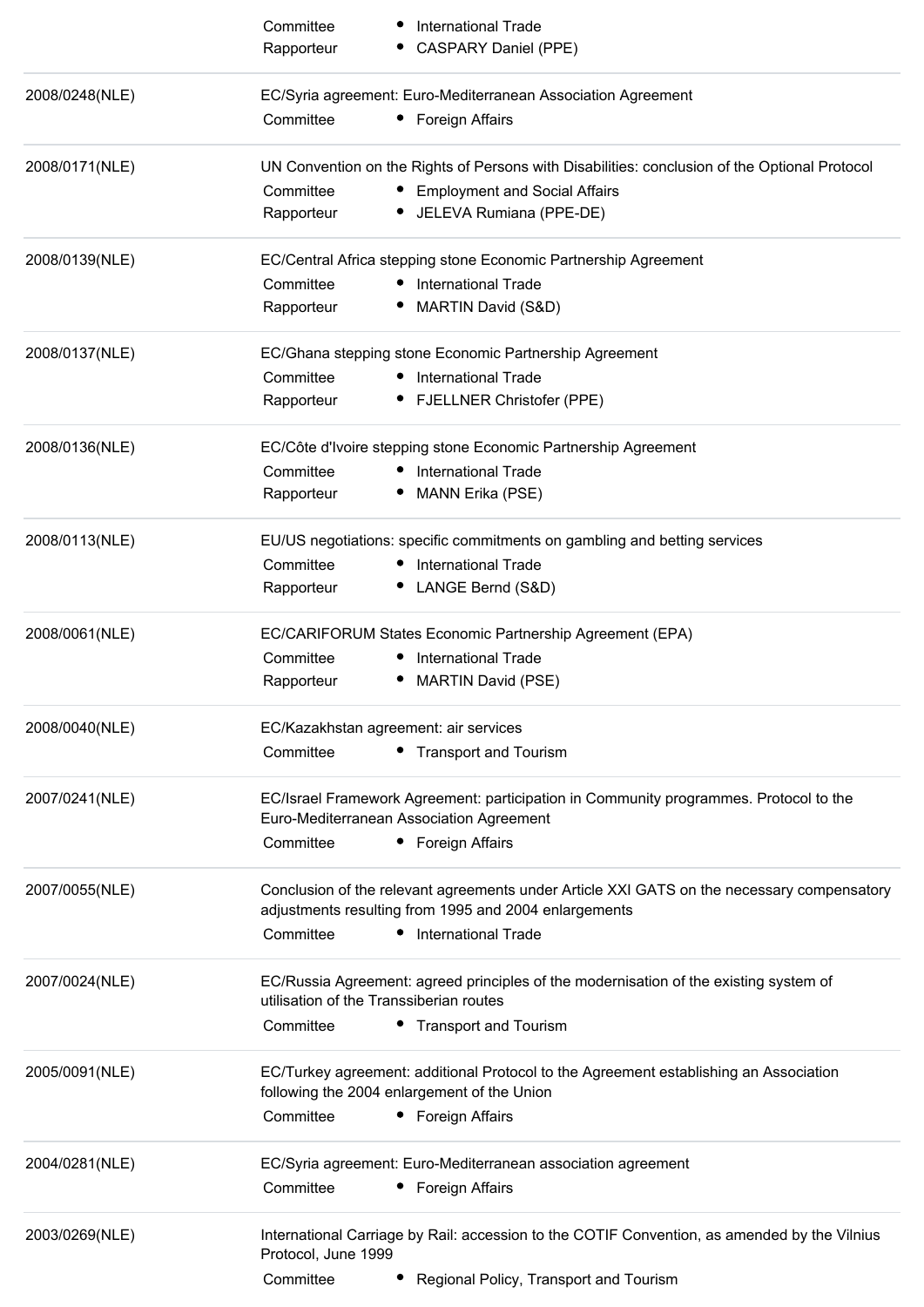| | | |
|---|---|---|
| | Committee | • International Trade |
| | Rapporteur | • CASPARY Daniel (PPE) |
| 2008/0248(NLE) | EC/Syria agreement: Euro-Mediterranean Association Agreement | |
| | Committee | • Foreign Affairs |
| 2008/0171(NLE) | UN Convention on the Rights of Persons with Disabilities: conclusion of the Optional Protocol | |
| | Committee | • Employment and Social Affairs |
| | Rapporteur | • JELEVA Rumiana (PPE-DE) |
| 2008/0139(NLE) | EC/Central Africa stepping stone Economic Partnership Agreement | |
| | Committee | • International Trade |
| | Rapporteur | • MARTIN David (S&D) |
| 2008/0137(NLE) | EC/Ghana stepping stone Economic Partnership Agreement | |
| | Committee | • International Trade |
| | Rapporteur | • FJELLNER Christofer (PPE) |
| 2008/0136(NLE) | EC/Côte d'Ivoire stepping stone Economic Partnership Agreement | |
| | Committee | • International Trade |
| | Rapporteur | • MANN Erika (PSE) |
| 2008/0113(NLE) | EU/US negotiations: specific commitments on gambling and betting services | |
| | Committee | • International Trade |
| | Rapporteur | • LANGE Bernd (S&D) |
| 2008/0061(NLE) | EC/CARIFORUM States Economic Partnership Agreement (EPA) | |
| | Committee | • International Trade |
| | Rapporteur | • MARTIN David (PSE) |
| 2008/0040(NLE) | EC/Kazakhstan agreement: air services | |
| | Committee | • Transport and Tourism |
| 2007/0241(NLE) | EC/Israel Framework Agreement: participation in Community programmes. Protocol to the Euro-Mediterranean Association Agreement | |
| | Committee | • Foreign Affairs |
| 2007/0055(NLE) | Conclusion of the relevant agreements under Article XXI GATS on the necessary compensatory adjustments resulting from 1995 and 2004 enlargements | |
| | Committee | • International Trade |
| 2007/0024(NLE) | EC/Russia Agreement: agreed principles of the modernisation of the existing system of utilisation of the Transsiberian routes | |
| | Committee | • Transport and Tourism |
| 2005/0091(NLE) | EC/Turkey agreement: additional Protocol to the Agreement establishing an Association following the 2004 enlargement of the Union | |
| | Committee | • Foreign Affairs |
| 2004/0281(NLE) | EC/Syria agreement: Euro-Mediterranean association agreement | |
| | Committee | • Foreign Affairs |
| 2003/0269(NLE) | International Carriage by Rail: accession to the COTIF Convention, as amended by the Vilnius Protocol, June 1999 | |
| | Committee | • Regional Policy, Transport and Tourism |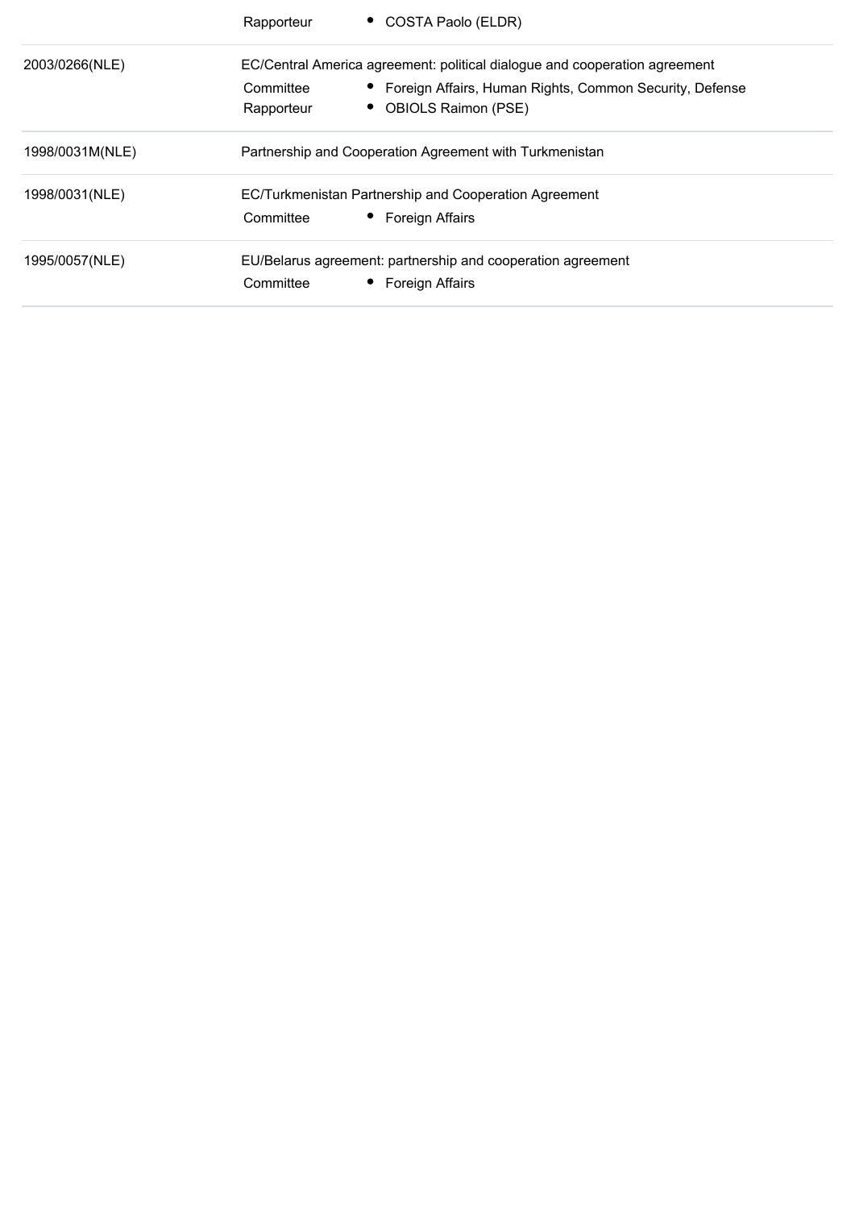| | | |
|---|---|---|
| | Rapporteur | • COSTA Paolo (ELDR) |
| 2003/0266(NLE) | EC/Central America agreement: political dialogue and cooperation agreement | |
| | Committee | • Foreign Affairs, Human Rights, Common Security, Defense |
| | Rapporteur | • OBIOLS Raimon (PSE) |
| 1998/0031M(NLE) | Partnership and Cooperation Agreement with Turkmenistan | |
| 1998/0031(NLE) | EC/Turkmenistan Partnership and Cooperation Agreement | |
| | Committee | • Foreign Affairs |
| 1995/0057(NLE) | EU/Belarus agreement: partnership and cooperation agreement | |
| | Committee | • Foreign Affairs |